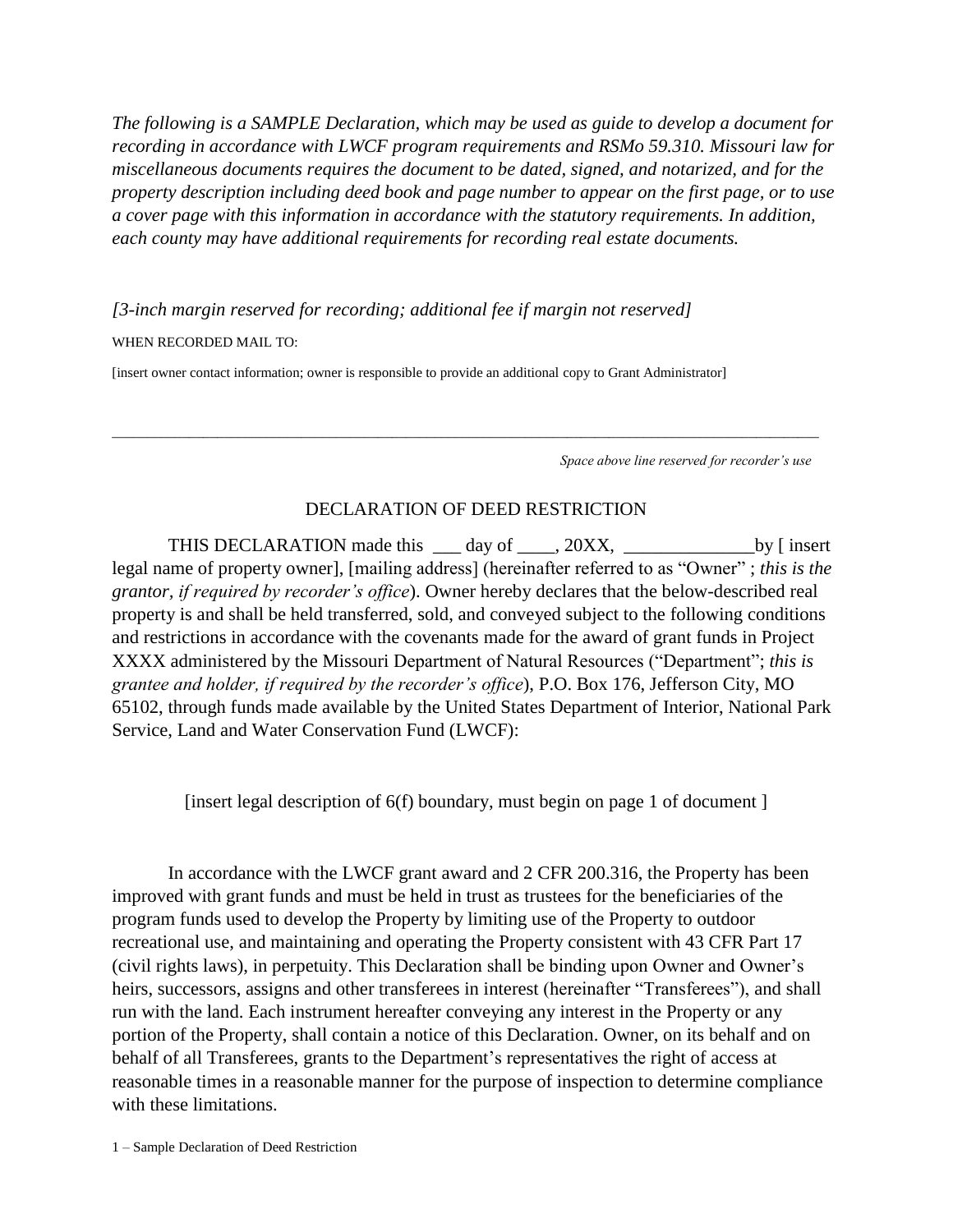*The following is a SAMPLE Declaration, which may be used as guide to develop a document for recording in accordance with LWCF program requirements and RSMo 59.310. Missouri law for miscellaneous documents requires the document to be dated, signed, and notarized, and for the property description including deed book and page number to appear on the first page, or to use a cover page with this information in accordance with the statutory requirements. In addition, each county may have additional requirements for recording real estate documents.*

*[3-inch margin reserved for recording; additional fee if margin not reserved]*

WHEN RECORDED MAIL TO:

[insert owner contact information; owner is responsible to provide an additional copy to Grant Administrator]

---

*Space above line reserved for recorder's use*

## DECLARATION OF DEED RESTRICTION

THIS DECLARATION made this ___ day of ____, 20XX, ______________by [ insert legal name of property owner], [mailing address] (hereinafter referred to as "Owner" ; *this is the grantor, if required by recorder's office*). Owner hereby declares that the below-described real property is and shall be held transferred, sold, and conveyed subject to the following conditions and restrictions in accordance with the covenants made for the award of grant funds in Project XXXX administered by the Missouri Department of Natural Resources ("Department"; *this is grantee and holder, if required by the recorder's office*), P.O. Box 176, Jefferson City, MO 65102, through funds made available by the United States Department of Interior, National Park Service, Land and Water Conservation Fund (LWCF):

[insert legal description of 6(f) boundary, must begin on page 1 of document ]

In accordance with the LWCF grant award and 2 CFR 200.316, the Property has been improved with grant funds and must be held in trust as trustees for the beneficiaries of the program funds used to develop the Property by limiting use of the Property to outdoor recreational use, and maintaining and operating the Property consistent with 43 CFR Part 17 (civil rights laws), in perpetuity. This Declaration shall be binding upon Owner and Owner's heirs, successors, assigns and other transferees in interest (hereinafter "Transferees"), and shall run with the land. Each instrument hereafter conveying any interest in the Property or any portion of the Property, shall contain a notice of this Declaration. Owner, on its behalf and on behalf of all Transferees, grants to the Department's representatives the right of access at reasonable times in a reasonable manner for the purpose of inspection to determine compliance with these limitations.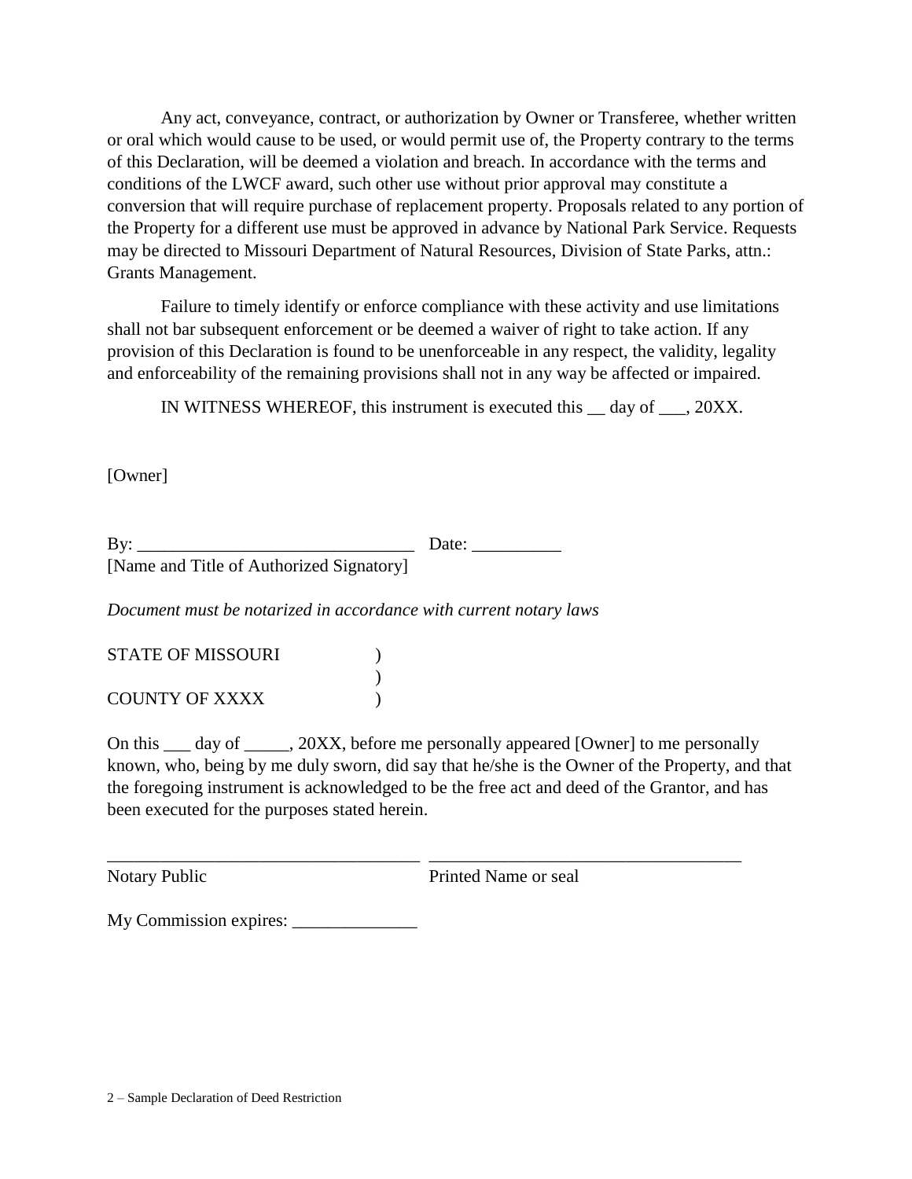Any act, conveyance, contract, or authorization by Owner or Transferee, whether written or oral which would cause to be used, or would permit use of, the Property contrary to the terms of this Declaration, will be deemed a violation and breach. In accordance with the terms and conditions of the LWCF award, such other use without prior approval may constitute a conversion that will require purchase of replacement property. Proposals related to any portion of the Property for a different use must be approved in advance by National Park Service. Requests may be directed to Missouri Department of Natural Resources, Division of State Parks, attn.: Grants Management.

Failure to timely identify or enforce compliance with these activity and use limitations shall not bar subsequent enforcement or be deemed a waiver of right to take action. If any provision of this Declaration is found to be unenforceable in any respect, the validity, legality and enforceability of the remaining provisions shall not in any way be affected or impaired.

IN WITNESS WHEREOF, this instrument is executed this __ day of ___, 20XX.

[Owner]

By: ______________________________ Date: __________
[Name and Title of Authorized Signatory]

*Document must be notarized in accordance with current notary laws*

STATE OF MISSOURI )
)
COUNTY OF XXXX )

On this ___ day of _____, 20XX, before me personally appeared [Owner] to me personally known, who, being by me duly sworn, did say that he/she is the Owner of the Property, and that the foregoing instrument is acknowledged to be the free act and deed of the Grantor, and has been executed for the purposes stated herein.

__________________________________ __________________________________
Notary Public Printed Name or seal

My Commission expires: ______________